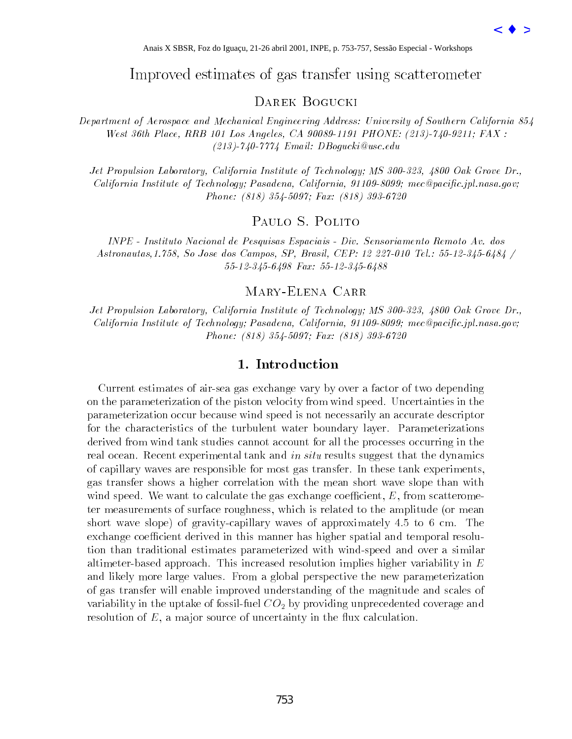# Improved estimates of gas transfer using scatterometer

## Darek Bogucki

*Department of Aerospace and Mechanical Engineering Address: University of Southern California 854 West 36th Place, RRB 101 Los Angeles, CA 90089-1191 PHONE: (213)-740-9211; FAX : (213)-740-7774 Email: DBogucki@usc.edu*

*Jet Propulsion Laboratory, California Institute of Technology; MS 300-323, 4800 Oak Grove Dr., California Institute of Technology; Pasadena, California, 91109-8099; mec@pacific.jpl.nasa.gov; Phone: (818) 354-5097; Fax: (818) 393-6720*

## Paulo S. Polito

*INPE - Instituto Nacional de Pesquisas Espaciais - Div. Sensoriamento Remoto Av. dos Astronautas,1.758, So Jose dos Campos, SP, Brasil, CEP: 12 227-010 Tel.: 55-12-345-6484 / 55-12-345-6498 Fax: 55-12-345-6488*

## Mary-Elena Carr

*Jet Propulsion Laboratory, California Institute of Technology; MS 300-323, 4800 Oak Grove Dr., California Institute of Technology; Pasadena, California, 91109-8099; mec@pacific.jpl.nasa.gov; Phone: (818) 354-5097; Fax: (818) 393-6720*

## 1. Introduction

Current estimates of air-sea gas exchange vary by over a factor of two depending on the parameterization of the piston velocity from wind speed. Uncertainties in the parameterization occur because wind speed is not necessarily an accurate descriptor for the characteristics of the turbulent water boundary layer. Parameterizations derived from wind tank studies cannot account for all the processes occurring in the real ocean. Recent experimental tank and *in situ* results suggest that the dynamics of capillary waves are responsible for most gas transfer. In these tank experiments, gas transfer shows a higher correlation with the mean short wave slope than with wind speed. We want to calculate the gas exchange coefficient, $E$, from scatterometer measurements of surface roughness, which is related to the amplitude (or mean short wave slope) of gravity-capillary waves of approximately 4.5 to 6 cm. The exchange coefficient derived in this manner has higher spatial and temporal resolution than traditional estimates parameterized with wind-speed and over a similar altimeter-based approach. This increased resolution implies higher variability in $E$ and likely more large values. From a global perspective the new parameterization of gas transfer will enable improved understanding of the magnitude and scales of variability in the uptake of fossil-fuel $CO_2$ by providing unprecedented coverage and resolution of $E$, a major source of uncertainty in the flux calculation.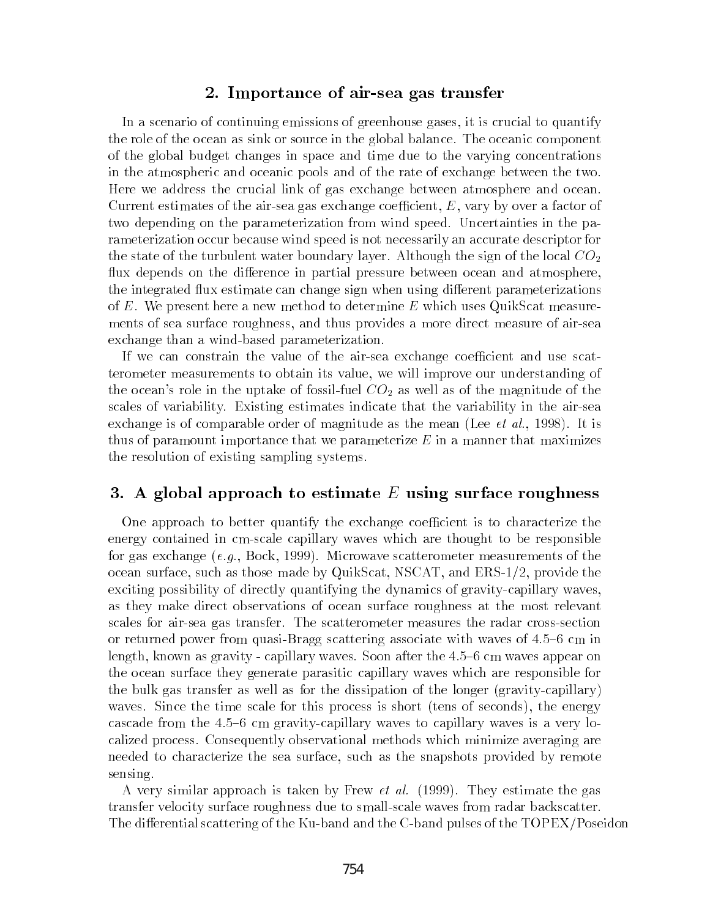## 2. Importance of air-sea gas transfer

In a scenario of continuing emissions of greenhouse gases, it is crucial to quantify the role of the ocean as sink or source in the global balance. The oceanic component of the global budget changes in space and time due to the varying concentrations in the atmospheric and oceanic pools and of the rate of exchange between the two. Here we address the crucial link of gas exchange between atmosphere and ocean. Current estimates of the air-sea gas exchange coefficient, $E$, vary by over a factor of two depending on the parameterization from wind speed. Uncertainties in the parameterization occur because wind speed is not necessarily an accurate descriptor for the state of the turbulent water boundary layer. Although the sign of the local $CO_2$ flux depends on the difference in partial pressure between ocean and atmosphere, the integrated flux estimate can change sign when using different parameterizations of $E$. We present here a new method to determine $E$ which uses QuikScat measurements of sea surface roughness, and thus provides a more direct measure of air-sea exchange than a wind-based parameterization.

If we can constrain the value of the air-sea exchange coefficient and use scatterometer measurements to obtain its value, we will improve our understanding of the ocean's role in the uptake of fossil-fuel $CO_2$ as well as of the magnitude of the scales of variability. Existing estimates indicate that the variability in the air-sea exchange is of comparable order of magnitude as the mean (Lee *et al.*, 1998). It is thus of paramount importance that we parameterize $E$ in a manner that maximizes the resolution of existing sampling systems.

## 3. A global approach to estimate $E$ using surface roughness

One approach to better quantify the exchange coefficient is to characterize the energy contained in cm-scale capillary waves which are thought to be responsible for gas exchange (*e.g.*, Bock, 1999). Microwave scatterometer measurements of the ocean surface, such as those made by QuikScat, NSCAT, and ERS-1/2, provide the exciting possibility of directly quantifying the dynamics of gravity-capillary waves, as they make direct observations of ocean surface roughness at the most relevant scales for air-sea gas transfer. The scatterometer measures the radar cross-section or returned power from quasi-Bragg scattering associate with waves of 4.5–6 cm in length, known as gravity - capillary waves. Soon after the 4.5–6 cm waves appear on the ocean surface they generate parasitic capillary waves which are responsible for the bulk gas transfer as well as for the dissipation of the longer (gravity-capillary) waves. Since the time scale for this process is short (tens of seconds), the energy cascade from the 4.5–6 cm gravity-capillary waves to capillary waves is a very localized process. Consequently observational methods which minimize averaging are needed to characterize the sea surface, such as the snapshots provided by remote sensing.

A very similar approach is taken by Frew *et al.* (1999). They estimate the gas transfer velocity surface roughness due to small-scale waves from radar backscatter. The differential scattering of the Ku-band and the C-band pulses of the TOPEX/Poseidon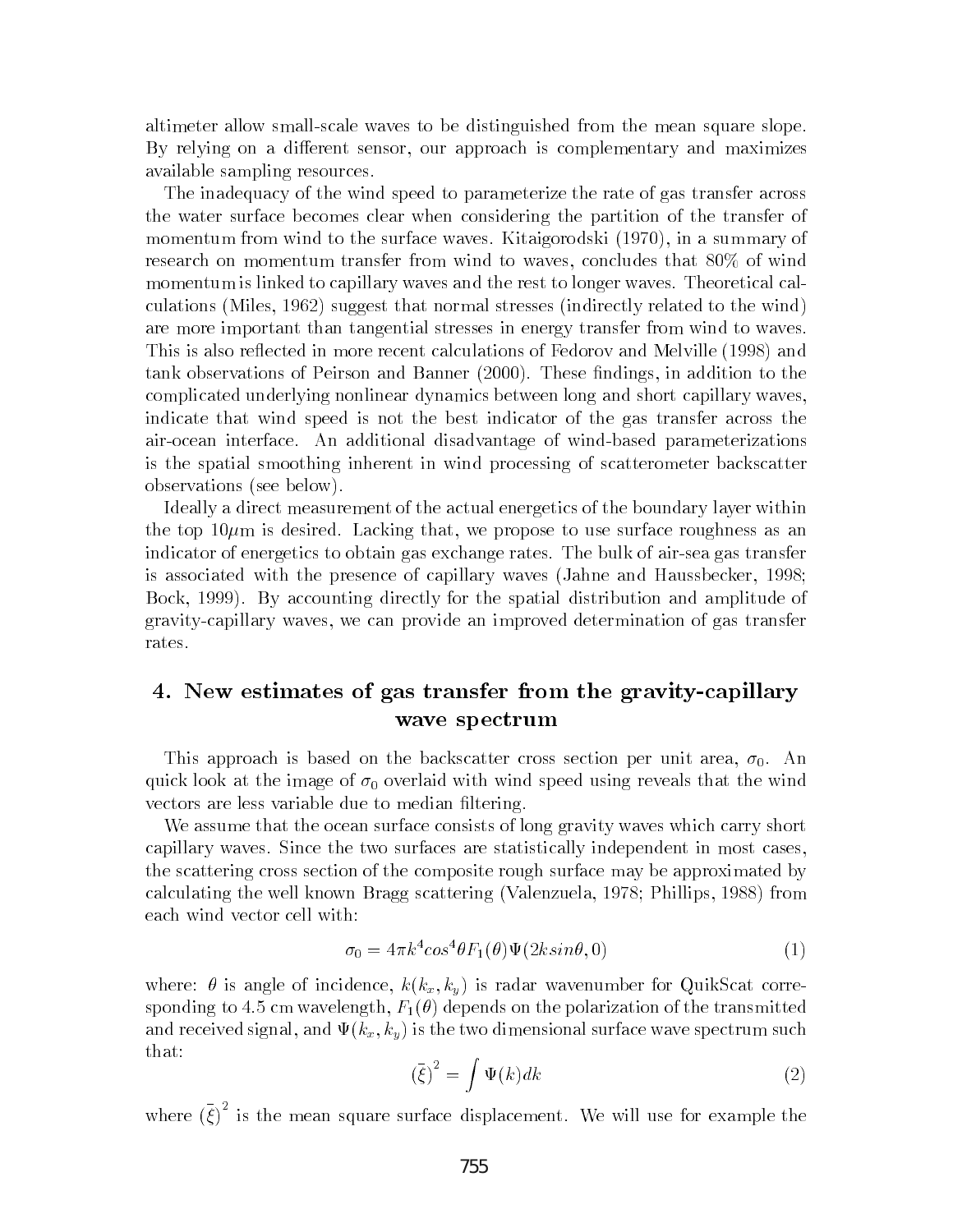altimeter allow small-scale waves to be distinguished from the mean square slope. By relying on a different sensor, our approach is complementary and maximizes available sampling resources.

The inadequacy of the wind speed to parameterize the rate of gas transfer across the water surface becomes clear when considering the partition of the transfer of momentum from wind to the surface waves. Kitaigorodski (1970), in a summary of research on momentum transfer from wind to waves, concludes that 80% of wind momentum is linked to capillary waves and the rest to longer waves. Theoretical calculations (Miles, 1962) suggest that normal stresses (indirectly related to the wind) are more important than tangential stresses in energy transfer from wind to waves. This is also reflected in more recent calculations of Fedorov and Melville (1998) and tank observations of Peirson and Banner (2000). These findings, in addition to the complicated underlying nonlinear dynamics between long and short capillary waves, indicate that wind speed is not the best indicator of the gas transfer across the air-ocean interface. An additional disadvantage of wind-based parameterizations is the spatial smoothing inherent in wind processing of scatterometer backscatter observations (see below).

Ideally a direct measurement of the actual energetics of the boundary layer within the top 10$\mu$m is desired. Lacking that, we propose to use surface roughness as an indicator of energetics to obtain gas exchange rates. The bulk of air-sea gas transfer is associated with the presence of capillary waves (Jahne and Haussbecker, 1998; Bock, 1999). By accounting directly for the spatial distribution and amplitude of gravity-capillary waves, we can provide an improved determination of gas transfer rates.

## 4. New estimates of gas transfer from the gravity-capillary wave spectrum

This approach is based on the backscatter cross section per unit area, $\sigma_0$. An quick look at the image of $\sigma_0$ overlaid with wind speed using reveals that the wind vectors are less variable due to median filtering.

We assume that the ocean surface consists of long gravity waves which carry short capillary waves. Since the two surfaces are statistically independent in most cases, the scattering cross section of the composite rough surface may be approximated by calculating the well known Bragg scattering (Valenzuela, 1978; Phillips, 1988) from each wind vector cell with:

$$\sigma_0 = 4\pi k^4 cos^4\theta F_1(\theta)\Psi(2ksin\theta, 0) \tag{1}$$

where: $\theta$ is angle of incidence, $k(k_x, k_y)$ is radar wavenumber for QuikScat corresponding to 4.5 cm wavelength, $F_1(\theta)$ depends on the polarization of the transmitted and received signal, and $\Psi(k_x, k_y)$ is the two dimensional surface wave spectrum such that:

$$(\bar{\xi})^2 = \int \Psi(k)dk \tag{2}$$

where $(\bar{\xi})^2$ is the mean square surface displacement. We will use for example the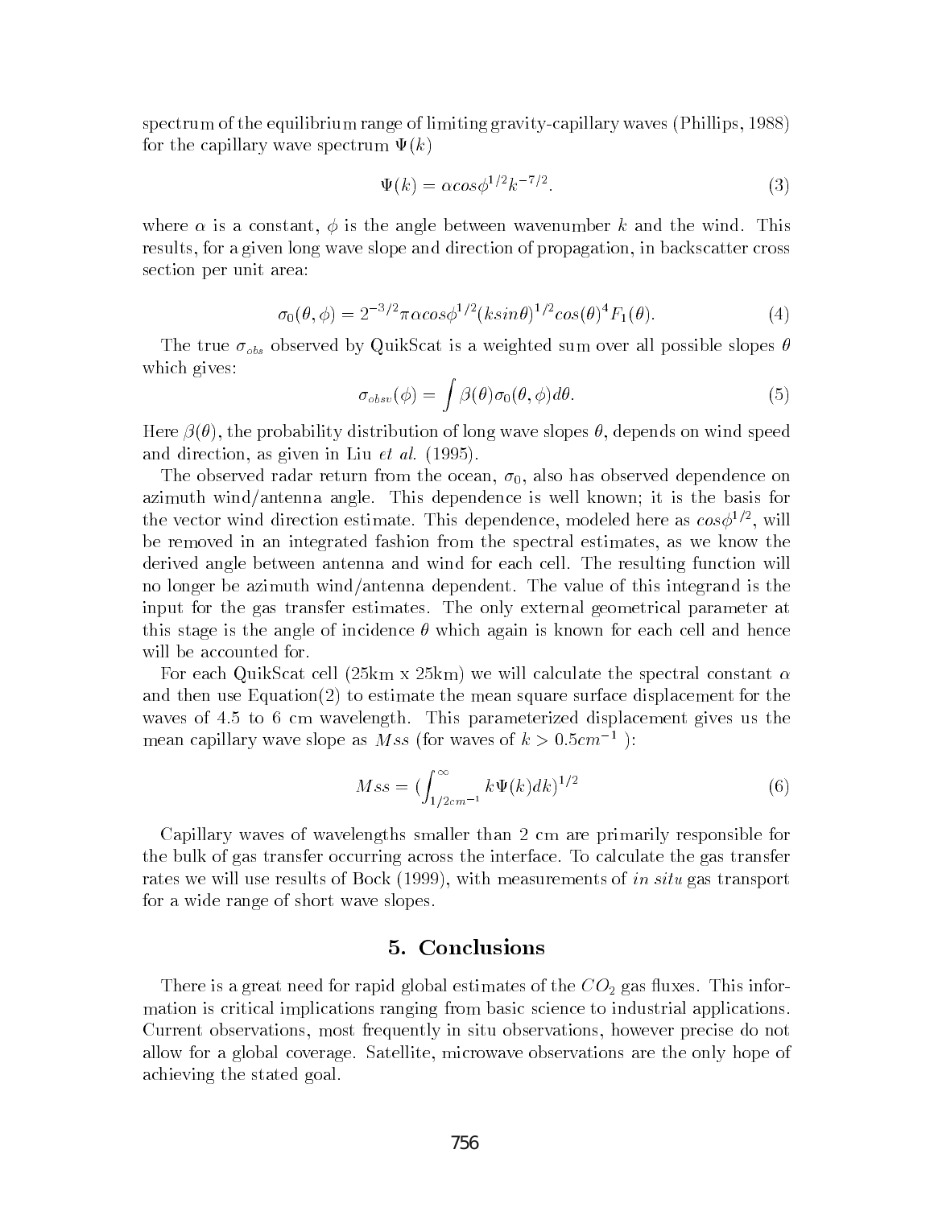spectrum of the equilibrium range of limiting gravity-capillary waves (Phillips, 1988) for the capillary wave spectrum $\Psi(k)$

$$\Psi(k) = \alpha cos\phi^{1/2} k^{-7/2}. \tag{3}$$

where $\alpha$ is a constant, $\phi$ is the angle between wavenumber $k$ and the wind. This results, for a given long wave slope and direction of propagation, in backscatter cross section per unit area:

$$\sigma_0(\theta, \phi) = 2^{-3/2} \pi \alpha cos\phi^{1/2} (ksin\theta)^{1/2} cos(\theta)^4 F_1(\theta). \tag{4}$$

The true $\sigma_{obs}$ observed by QuikScat is a weighted sum over all possible slopes $\theta$ which gives:

$$\sigma_{obsv}(\phi) = \int \beta(\theta) \sigma_0(\theta, \phi) d\theta. \tag{5}$$

Here $\beta(\theta)$, the probability distribution of long wave slopes $\theta$, depends on wind speed and direction, as given in Liu *et al.* (1995).

The observed radar return from the ocean, $\sigma_0$, also has observed dependence on azimuth wind/antenna angle. This dependence is well known; it is the basis for the vector wind direction estimate. This dependence, modeled here as $cos\phi^{1/2}$, will be removed in an integrated fashion from the spectral estimates, as we know the derived angle between antenna and wind for each cell. The resulting function will no longer be azimuth wind/antenna dependent. The value of this integrand is the input for the gas transfer estimates. The only external geometrical parameter at this stage is the angle of incidence $\theta$ which again is known for each cell and hence will be accounted for.

For each QuikScat cell (25km x 25km) we will calculate the spectral constant $\alpha$ and then use Equation(2) to estimate the mean square surface displacement for the waves of 4.5 to 6 cm wavelength. This parameterized displacement gives us the mean capillary wave slope as $Mss$ (for waves of $k > 0.5cm^{-1}$ ):

$$Mss = (\int_{1/2cm^{-1}}^{\infty} k\Psi(k) dk)^{1/2} \tag{6}$$

Capillary waves of wavelengths smaller than 2 cm are primarily responsible for the bulk of gas transfer occurring across the interface. To calculate the gas transfer rates we will use results of Bock (1999), with measurements of *in situ* gas transport for a wide range of short wave slopes.

## 5. Conclusions

There is a great need for rapid global estimates of the $CO_2$ gas fluxes. This information is critical implications ranging from basic science to industrial applications. Current observations, most frequently in situ observations, however precise do not allow for a global coverage. Satellite, microwave observations are the only hope of achieving the stated goal.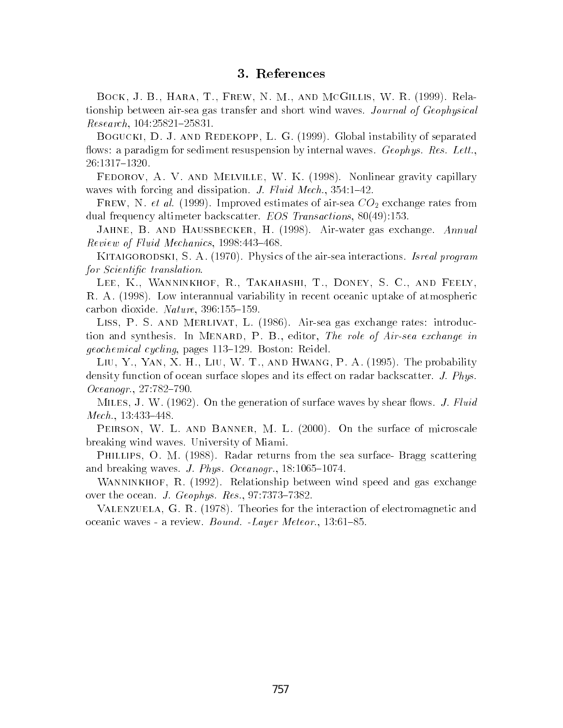## 3. References

Bock, J. B., Hara, T., Frew, N. M., and McGillis, W. R. (1999). Relationship between air-sea gas transfer and short wind waves. *Journal of Geophysical Research*, 104:25821–25831.

Bogucki, D. J. and Redekopp, L. G. (1999). Global instability of separated flows: a paradigm for sediment resuspension by internal waves. *Geophys. Res. Lett.*, 26:1317–1320.

Fedorov, A. V. and Melville, W. K. (1998). Nonlinear gravity capillary waves with forcing and dissipation. *J. Fluid Mech.*, 354:1–42.

Frew, N. *et al.* (1999). Improved estimates of air-sea $CO_2$ exchange rates from dual frequency altimeter backscatter. *EOS Transactions*, 80(49):153.

Jahne, B. and Haussbecker, H. (1998). Air-water gas exchange. *Annual Review of Fluid Mechanics*, 1998:443–468.

Kitaigorodski, S. A. (1970). Physics of the air-sea interactions. *Isreal program for Scientific translation*.

Lee, K., Wanninkhof, R., Takahashi, T., Doney, S. C., and Feely, R. A. (1998). Low interannual variability in recent oceanic uptake of atmospheric carbon dioxide. *Nature*, 396:155–159.

Liss, P. S. and Merlivat, L. (1986). Air-sea gas exchange rates: introduction and synthesis. In Menard, P. B., editor, *The role of Air-sea exchange in geochemical cycling*, pages 113–129. Boston: Reidel.

Liu, Y., Yan, X. H., Liu, W. T., and Hwang, P. A. (1995). The probability density function of ocean surface slopes and its effect on radar backscatter. *J. Phys. Oceanogr.*, 27:782–790.

Miles, J. W. (1962). On the generation of surface waves by shear flows. *J. Fluid Mech.*, 13:433–448.

Peirson, W. L. and Banner, M. L. (2000). On the surface of microscale breaking wind waves. University of Miami.

Phillips, O. M. (1988). Radar returns from the sea surface- Bragg scattering and breaking waves. *J. Phys. Oceanogr.*, 18:1065–1074.

Wanninkhof, R. (1992). Relationship between wind speed and gas exchange over the ocean. *J. Geophys. Res.*, 97:7373–7382.

Valenzuela, G. R. (1978). Theories for the interaction of electromagnetic and oceanic waves - a review. *Bound. -Layer Meteor.*, 13:61–85.